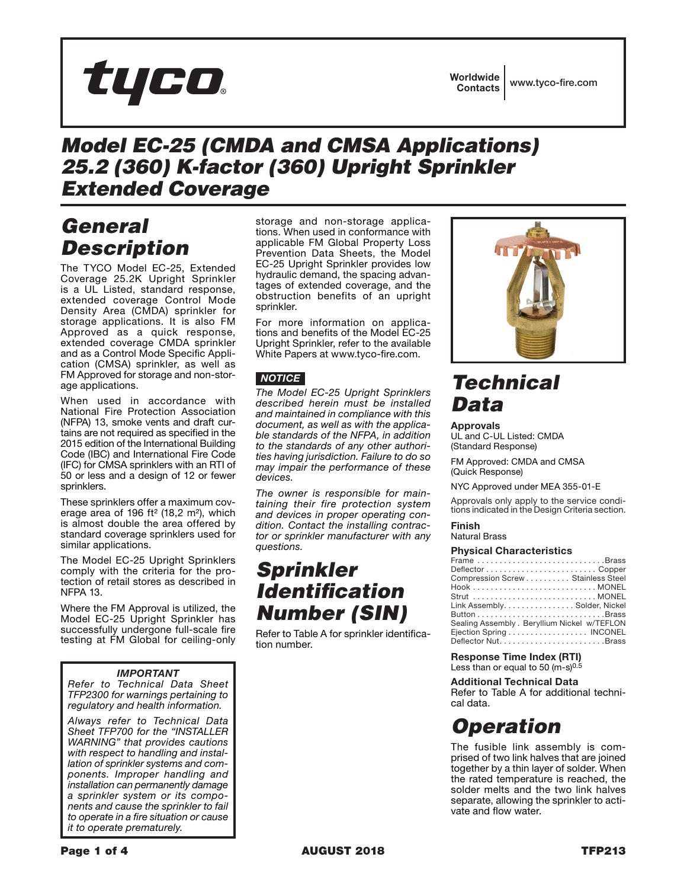**tyco**

Worldwide Contacts | www.tyco-fire.com

# Model EC-25 (CMDA and CMSA Applications) 25.2 (360) K-factor (360) Upright Sprinkler Extended Coverage

## General Description

The TYCO Model EC-25, Extended Coverage 25.2K Upright Sprinkler is a UL Listed, standard response, extended coverage Control Mode Density Area (CMDA) sprinkler for storage applications. It is also FM Approved as a quick response, extended coverage CMDA sprinkler and as a Control Mode Specific Application (CMSA) sprinkler, as well as FM Approved for storage and non-storage applications.

When used in accordance with National Fire Protection Association (NFPA) 13, smoke vents and draft curtains are not required as specified in the 2015 edition of the International Building Code (IBC) and International Fire Code (IFC) for CMSA sprinklers with an RTI of 50 or less and a design of 12 or fewer sprinklers.

These sprinklers offer a maximum coverage area of 196 ft² (18,2 m²), which is almost double the area offered by standard coverage sprinklers used for similar applications.

The Model EC-25 Upright Sprinklers comply with the criteria for the protection of retail stores as described in NFPA 13.

Where the FM Approval is utilized, the Model EC-25 Upright Sprinkler has successfully undergone full-scale fire testing at FM Global for ceiling-only storage and non-storage applications. When used in conformance with applicable FM Global Property Loss Prevention Data Sheets, the Model EC-25 Upright Sprinkler provides low hydraulic demand, the spacing advantages of extended coverage, and the obstruction benefits of an upright sprinkler.

For more information on applications and benefits of the Model EC-25 Upright Sprinkler, refer to the available White Papers at www.tyco-fire.com.

> ***IMPORTANT***
>
> *Refer to Technical Data Sheet TFP2300 for warnings pertaining to regulatory and health information.*
>
> *Always refer to Technical Data Sheet TFP700 for the "INSTALLER WARNING" that provides cautions with respect to handling and installation of sprinkler systems and components. Improper handling and installation can permanently damage a sprinkler system or its components and cause the sprinkler to fail to operate in a fire situation or cause it to operate prematurely.*

***NOTICE***

*The Model EC-25 Upright Sprinklers described herein must be installed and maintained in compliance with this document, as well as with the applicable standards of the NFPA, in addition to the standards of any other authorities having jurisdiction. Failure to do so may impair the performance of these devices.*

*The owner is responsible for maintaining their fire protection system and devices in proper operating condition. Contact the installing contractor or sprinkler manufacturer with any questions.*

## Sprinkler Identification Number (SIN)

Refer to Table A for sprinkler identification number.

## Technical Data

**Approvals**
UL and C-UL Listed: CMDA (Standard Response)

FM Approved: CMDA and CMSA (Quick Response)

NYC Approved under MEA 355-01-E

Approvals only apply to the service conditions indicated in the Design Criteria section.

**Finish**
Natural Brass

**Physical Characteristics**

| Component | Material |
|---|---|
| Frame | Brass |
| Deflector | Copper |
| Compression Screw | Stainless Steel |
| Hook | MONEL |
| Strut | MONEL |
| Link Assembly | Solder, Nickel |
| Button | Brass |
| Sealing Assembly | Beryllium Nickel w/TEFLON |
| Ejection Spring | INCONEL |
| Deflector Nut | Brass |

**Response Time Index (RTI)**
Less than or equal to 50 $(m\text{-}s)^{0.5}$

**Additional Technical Data**
Refer to Table A for additional technical data.

## Operation

The fusible link assembly is comprised of two link halves that are joined together by a thin layer of solder. When the rated temperature is reached, the solder melts and the two link halves separate, allowing the sprinkler to activate and flow water.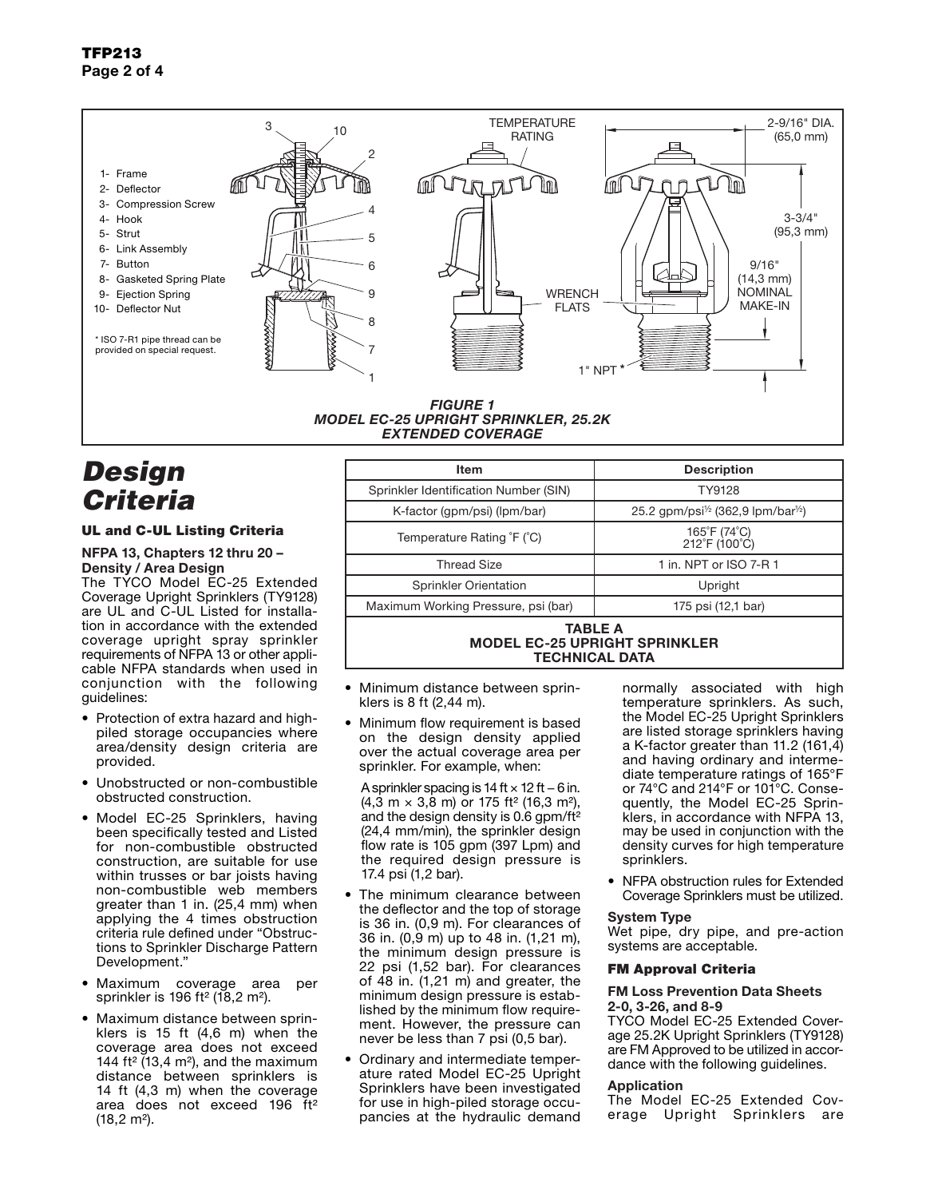1- Frame
2- Deflector
3- Compression Screw
4- Hook
5- Strut
6- Link Assembly
7- Button
8- Gasketed Spring Plate
9- Ejection Spring
10- Deflector Nut

* ISO 7-R1 pipe thread can be provided on special request.

TEMPERATURE RATING

WRENCH FLATS

1" NPT *

2-9/16" DIA. (65,0 mm)

3-3/4" (95,3 mm)

9/16" (14,3 mm) NOMINAL MAKE-IN

*FIGURE 1*
*MODEL EC-25 UPRIGHT SPRINKLER, 25.2K EXTENDED COVERAGE*

# Design Criteria

### UL and C-UL Listing Criteria

**NFPA 13, Chapters 12 thru 20 – Density / Area Design**

The TYCO Model EC-25 Extended Coverage Upright Sprinklers (TY9128) are UL and C-UL Listed for installation in accordance with the extended coverage upright spray sprinkler requirements of NFPA 13 or other applicable NFPA standards when used in conjunction with the following guidelines:

- Protection of extra hazard and high-piled storage occupancies where area/density design criteria are provided.
- Unobstructed or non-combustible obstructed construction.
- Model EC-25 Sprinklers, having been specifically tested and Listed for non-combustible obstructed construction, are suitable for use within trusses or bar joists having non-combustible web members greater than 1 in. (25,4 mm) when applying the 4 times obstruction criteria rule defined under "Obstructions to Sprinkler Discharge Pattern Development."
- Maximum coverage area per sprinkler is 196 ft² (18,2 m²).
- Maximum distance between sprinklers is 15 ft (4,6 m) when the coverage area does not exceed 144 ft² (13,4 m²), and the maximum distance between sprinklers is 14 ft (4,3 m) when the coverage area does not exceed 196 ft² (18,2 m²).

| Item | Description |
|---|---|
| Sprinkler Identification Number (SIN) | TY9128 |
| K-factor (gpm/psi) (lpm/bar) | 25.2 gpm/psi$^{1/2}$ (362,9 lpm/bar$^{1/2}$) |
| Temperature Rating °F (°C) | 165°F (74°C)<br>212°F (100°C) |
| Thread Size | 1 in. NPT or ISO 7-R 1 |
| Sprinkler Orientation | Upright |
| Maximum Working Pressure, psi (bar) | 175 psi (12,1 bar) |

**TABLE A**
**MODEL EC-25 UPRIGHT SPRINKLER TECHNICAL DATA**

- Minimum distance between sprinklers is 8 ft (2,44 m).
- Minimum flow requirement is based on the design density applied over the actual coverage area per sprinkler. For example, when:

  A sprinkler spacing is 14 ft × 12 ft – 6 in. (4,3 m × 3,8 m) or 175 ft² (16,3 m²), and the design density is 0.6 gpm/ft² (24,4 mm/min), the sprinkler design flow rate is 105 gpm (397 Lpm) and the required design pressure is 17.4 psi (1,2 bar).
- The minimum clearance between the deflector and the top of storage is 36 in. (0,9 m). For clearances of 36 in. (0,9 m) up to 48 in. (1,21 m), the minimum design pressure is 22 psi (1,52 bar). For clearances of 48 in. (1,21 m) and greater, the minimum design pressure is established by the minimum flow requirement. However, the pressure can never be less than 7 psi (0,5 bar).
- Ordinary and intermediate temperature rated Model EC-25 Upright Sprinklers have been investigated for use in high-piled storage occupancies at the hydraulic demand normally associated with high temperature sprinklers. As such, the Model EC-25 Upright Sprinklers are listed storage sprinklers having a K-factor greater than 11.2 (161,4) and having ordinary and intermediate temperature ratings of 165°F or 74°C and 214°F or 101°C. Consequently, the Model EC-25 Sprinklers, in accordance with NFPA 13, may be used in conjunction with the density curves for high temperature sprinklers.
- NFPA obstruction rules for Extended Coverage Sprinklers must be utilized.

**System Type**

Wet pipe, dry pipe, and pre-action systems are acceptable.

### FM Approval Criteria

**FM Loss Prevention Data Sheets 2-0, 3-26, and 8-9**

TYCO Model EC-25 Extended Coverage 25.2K Upright Sprinklers (TY9128) are FM Approved to be utilized in accordance with the following guidelines.

**Application**

The Model EC-25 Extended Coverage Upright Sprinklers are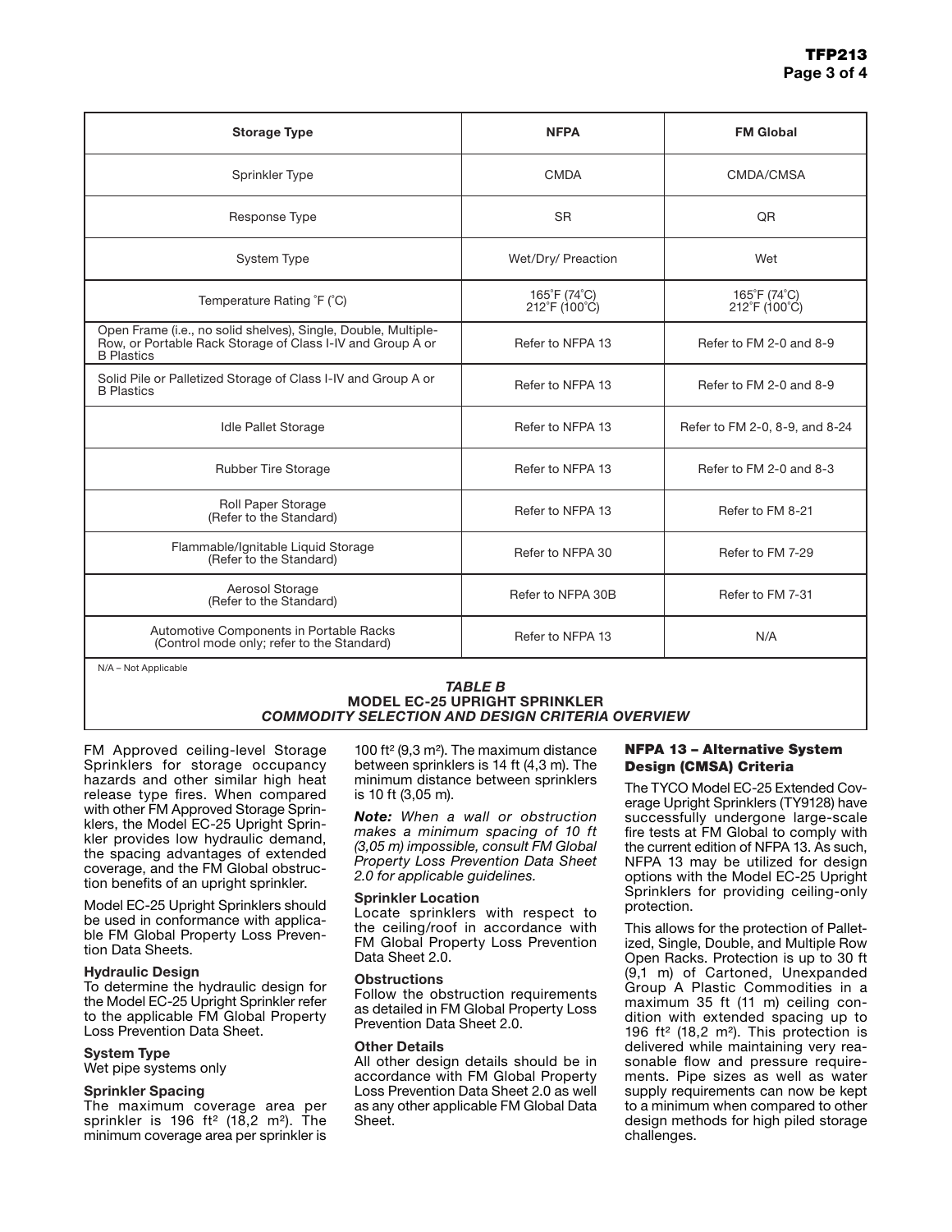| Storage Type | NFPA | FM Global |
|---|---|---|
| Sprinkler Type | CMDA | CMDA/CMSA |
| Response Type | SR | QR |
| System Type | Wet/Dry/ Preaction | Wet |
| Temperature Rating °F (°C) | 165°F (74°C)<br>212°F (100°C) | 165°F (74°C)<br>212°F (100°C) |
| Open Frame (i.e., no solid shelves), Single, Double, Multiple-Row, or Portable Rack Storage of Class I-IV and Group A or B Plastics | Refer to NFPA 13 | Refer to FM 2-0 and 8-9 |
| Solid Pile or Palletized Storage of Class I-IV and Group A or B Plastics | Refer to NFPA 13 | Refer to FM 2-0 and 8-9 |
| Idle Pallet Storage | Refer to NFPA 13 | Refer to FM 2-0, 8-9, and 8-24 |
| Rubber Tire Storage | Refer to NFPA 13 | Refer to FM 2-0 and 8-3 |
| Roll Paper Storage (Refer to the Standard) | Refer to NFPA 13 | Refer to FM 8-21 |
| Flammable/Ignitable Liquid Storage (Refer to the Standard) | Refer to NFPA 30 | Refer to FM 7-29 |
| Aerosol Storage (Refer to the Standard) | Refer to NFPA 30B | Refer to FM 7-31 |
| Automotive Components in Portable Racks (Control mode only; refer to the Standard) | Refer to NFPA 13 | N/A |

N/A – Not Applicable

***TABLE B***
**MODEL EC-25 UPRIGHT SPRINKLER**
***COMMODITY SELECTION AND DESIGN CRITERIA OVERVIEW***

FM Approved ceiling-level Storage Sprinklers for storage occupancy hazards and other similar high heat release type fires. When compared with other FM Approved Storage Sprinklers, the Model EC-25 Upright Sprinkler provides low hydraulic demand, the spacing advantages of extended coverage, and the FM Global obstruction benefits of an upright sprinkler.

Model EC-25 Upright Sprinklers should be used in conformance with applicable FM Global Property Loss Prevention Data Sheets.

**Hydraulic Design**
To determine the hydraulic design for the Model EC-25 Upright Sprinkler refer to the applicable FM Global Property Loss Prevention Data Sheet.

**System Type**
Wet pipe systems only

**Sprinkler Spacing**
The maximum coverage area per sprinkler is 196 ft² (18,2 m²). The minimum coverage area per sprinkler is 100 ft² (9,3 m²). The maximum distance between sprinklers is 14 ft (4,3 m). The minimum distance between sprinklers is 10 ft (3,05 m).

***Note:*** *When a wall or obstruction makes a minimum spacing of 10 ft (3,05 m) impossible, consult FM Global Property Loss Prevention Data Sheet 2.0 for applicable guidelines.*

**Sprinkler Location**
Locate sprinklers with respect to the ceiling/roof in accordance with FM Global Property Loss Prevention Data Sheet 2.0.

**Obstructions**
Follow the obstruction requirements as detailed in FM Global Property Loss Prevention Data Sheet 2.0.

**Other Details**
All other design details should be in accordance with FM Global Property Loss Prevention Data Sheet 2.0 as well as any other applicable FM Global Data Sheet.

## NFPA 13 – Alternative System Design (CMSA) Criteria

The TYCO Model EC-25 Extended Coverage Upright Sprinklers (TY9128) have successfully undergone large-scale fire tests at FM Global to comply with the current edition of NFPA 13. As such, NFPA 13 may be utilized for design options with the Model EC-25 Upright Sprinklers for providing ceiling-only protection.

This allows for the protection of Palletized, Single, Double, and Multiple Row Open Racks. Protection is up to 30 ft (9,1 m) of Cartoned, Unexpanded Group A Plastic Commodities in a maximum 35 ft (11 m) ceiling condition with extended spacing up to 196 ft² (18,2 m²). This protection is delivered while maintaining very reasonable flow and pressure requirements. Pipe sizes as well as water supply requirements can now be kept to a minimum when compared to other design methods for high piled storage challenges.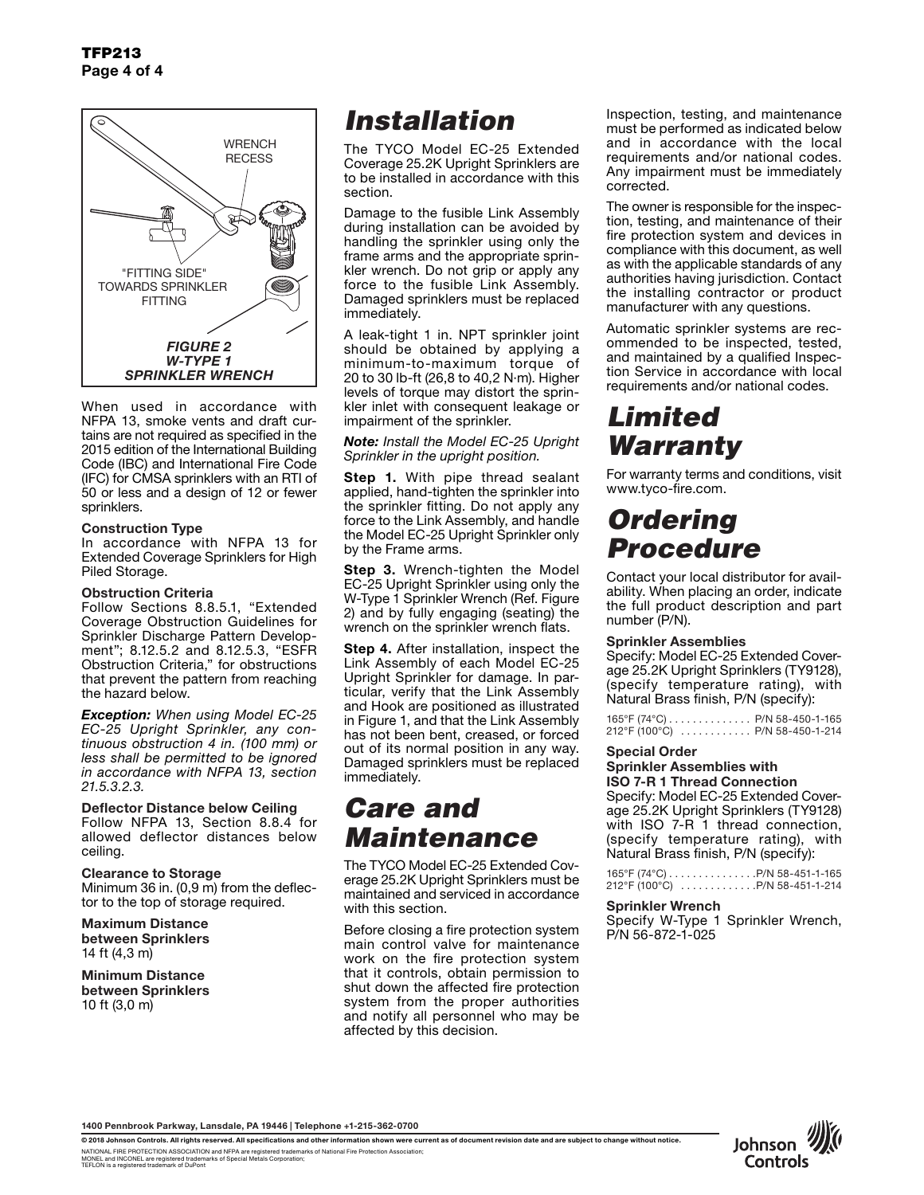WRENCH RECESS

"FITTING SIDE" TOWARDS SPRINKLER FITTING

*FIGURE 2*
*W-TYPE 1*
*SPRINKLER WRENCH*

When used in accordance with NFPA 13, smoke vents and draft curtains are not required as specified in the 2015 edition of the International Building Code (IBC) and International Fire Code (IFC) for CMSA sprinklers with an RTI of 50 or less and a design of 12 or fewer sprinklers.

**Construction Type**
In accordance with NFPA 13 for Extended Coverage Sprinklers for High Piled Storage.

**Obstruction Criteria**
Follow Sections 8.8.5.1, "Extended Coverage Obstruction Guidelines for Sprinkler Discharge Pattern Development"; 8.12.5.2 and 8.12.5.3, "ESFR Obstruction Criteria," for obstructions that prevent the pattern from reaching the hazard below.

***Exception:*** *When using Model EC-25 EC-25 Upright Sprinkler, any continuous obstruction 4 in. (100 mm) or less shall be permitted to be ignored in accordance with NFPA 13, section 21.5.3.2.3.*

**Deflector Distance below Ceiling**
Follow NFPA 13, Section 8.8.4 for allowed deflector distances below ceiling.

**Clearance to Storage**
Minimum 36 in. (0,9 m) from the deflector to the top of storage required.

**Maximum Distance between Sprinklers**
14 ft (4,3 m)

**Minimum Distance between Sprinklers**
10 ft (3,0 m)

# Installation

The TYCO Model EC-25 Extended Coverage 25.2K Upright Sprinklers are to be installed in accordance with this section.

Damage to the fusible Link Assembly during installation can be avoided by handling the sprinkler using only the frame arms and the appropriate sprinkler wrench. Do not grip or apply any force to the fusible Link Assembly. Damaged sprinklers must be replaced immediately.

A leak-tight 1 in. NPT sprinkler joint should be obtained by applying a minimum-to-maximum torque of 20 to 30 lb-ft (26,8 to 40,2 N·m). Higher levels of torque may distort the sprinkler inlet with consequent leakage or impairment of the sprinkler.

***Note:*** *Install the Model EC-25 Upright Sprinkler in the upright position.*

**Step 1.** With pipe thread sealant applied, hand-tighten the sprinkler into the sprinkler fitting. Do not apply any force to the Link Assembly, and handle the Model EC-25 Upright Sprinkler only by the Frame arms.

**Step 3.** Wrench-tighten the Model EC-25 Upright Sprinkler using only the W-Type 1 Sprinkler Wrench (Ref. Figure 2) and by fully engaging (seating) the wrench on the sprinkler wrench flats.

**Step 4.** After installation, inspect the Link Assembly of each Model EC-25 Upright Sprinkler for damage. In particular, verify that the Link Assembly and Hook are positioned as illustrated in Figure 1, and that the Link Assembly has not been bent, creased, or forced out of its normal position in any way. Damaged sprinklers must be replaced immediately.

# Care and Maintenance

The TYCO Model EC-25 Extended Coverage 25.2K Upright Sprinklers must be maintained and serviced in accordance with this section.

Before closing a fire protection system main control valve for maintenance work on the fire protection system that it controls, obtain permission to shut down the affected fire protection system from the proper authorities and notify all personnel who may be affected by this decision.

Inspection, testing, and maintenance must be performed as indicated below and in accordance with the local requirements and/or national codes. Any impairment must be immediately corrected.

The owner is responsible for the inspection, testing, and maintenance of their fire protection system and devices in compliance with this document, as well as with the applicable standards of any authorities having jurisdiction. Contact the installing contractor or product manufacturer with any questions.

Automatic sprinkler systems are recommended to be inspected, tested, and maintained by a qualified Inspection Service in accordance with local requirements and/or national codes.

# Limited Warranty

For warranty terms and conditions, visit www.tyco-fire.com.

# Ordering Procedure

Contact your local distributor for availability. When placing an order, indicate the full product description and part number (P/N).

**Sprinkler Assemblies**
Specify: Model EC-25 Extended Coverage 25.2K Upright Sprinklers (TY9128), (specify temperature rating), with Natural Brass finish, P/N (specify):

165°F (74°C) . . . . . . . . . . . . . . P/N 58-450-1-165
212°F (100°C) . . . . . . . . . . . . P/N 58-450-1-214

**Special Order Sprinkler Assemblies with ISO 7-R 1 Thread Connection**
Specify: Model EC-25 Extended Coverage 25.2K Upright Sprinklers (TY9128) with ISO 7-R 1 thread connection, (specify temperature rating), with Natural Brass finish, P/N (specify):

165°F (74°C) . . . . . . . . . . . . . . .P/N 58-451-1-165
212°F (100°C) . . . . . . . . . . . . .P/N 58-451-1-214

**Sprinkler Wrench**
Specify W-Type 1 Sprinkler Wrench, P/N 56-872-1-025

1400 Pennbrook Parkway, Lansdale, PA 19446 | Telephone +1-215-362-0700

© 2018 Johnson Controls. All rights reserved. All specifications and other information shown were current as of document revision date and are subject to change without notice.
NATIONAL FIRE PROTECTION ASSOCIATION and NFPA are registered trademarks of National Fire Protection Association;
MONEL and INCONEL are registered trademarks of Special Metals Corporation;
TEFLON is a registered trademark of DuPont